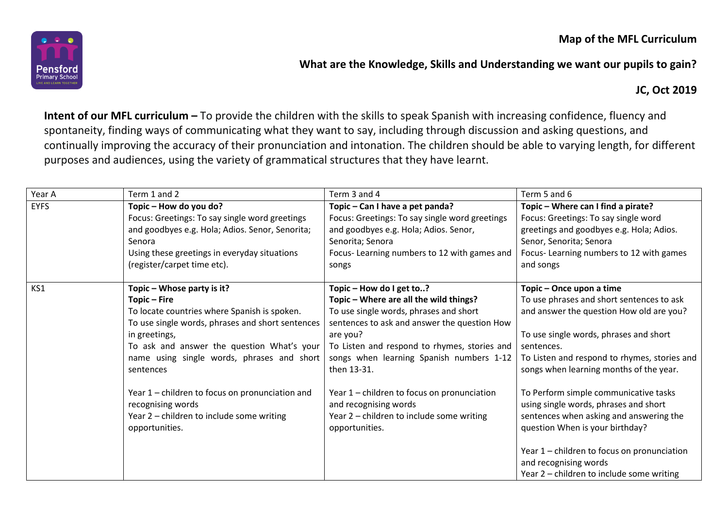**Map of the MFL Curriculum**

**What are the Knowledge, Skills and Understanding we want our pupils to gain?**

**JC, Oct 2019**

**Intent of our MFL curriculum –** To provide the children with the skills to speak Spanish with increasing confidence, fluency and spontaneity, finding ways of communicating what they want to say, including through discussion and asking questions, and continually improving the accuracy of their pronunciation and intonation. The children should be able to varying length, for different purposes and audiences, using the variety of grammatical structures that they have learnt.

| Year A | Term 1 and 2 | Term 3 and 4 | Term 5 and 6 |
|---|---|---|---|
| EYFS | **Topic – How do you do?**<br>Focus: Greetings: To say single word greetings and goodbyes e.g. Hola; Adios. Senor, Senorita; Senora<br>Using these greetings in everyday situations (register/carpet time etc). | **Topic – Can I have a pet panda?**<br>Focus: Greetings: To say single word greetings and goodbyes e.g. Hola; Adios. Senor, Senorita; Senora<br>Focus- Learning numbers to 12 with games and songs | **Topic – Where can I find a pirate?**<br>Focus: Greetings: To say single word greetings and goodbyes e.g. Hola; Adios. Senor, Senorita; Senora<br>Focus- Learning numbers to 12 with games and songs |
| KS1 | **Topic – Whose party is it?**<br>**Topic – Fire**<br>To locate countries where Spanish is spoken.<br>To use single words, phrases and short sentences in greetings,<br>To ask and answer the question What's your name using single words, phrases and short sentences<br><br>Year 1 – children to focus on pronunciation and recognising words<br>Year 2 – children to include some writing opportunities. | **Topic – How do I get to..?**<br>**Topic – Where are all the wild things?**<br>To use single words, phrases and short sentences to ask and answer the question How are you?<br>To Listen and respond to rhymes, stories and songs when learning Spanish numbers 1-12 then 13-31.<br><br>Year 1 – children to focus on pronunciation and recognising words<br>Year 2 – children to include some writing opportunities. | **Topic – Once upon a time**<br>To use phrases and short sentences to ask and answer the question How old are you?<br><br>To use single words, phrases and short sentences.<br>To Listen and respond to rhymes, stories and songs when learning months of the year.<br><br>To Perform simple communicative tasks using single words, phrases and short sentences when asking and answering the question When is your birthday?<br><br>Year 1 – children to focus on pronunciation and recognising words<br>Year 2 – children to include some writing |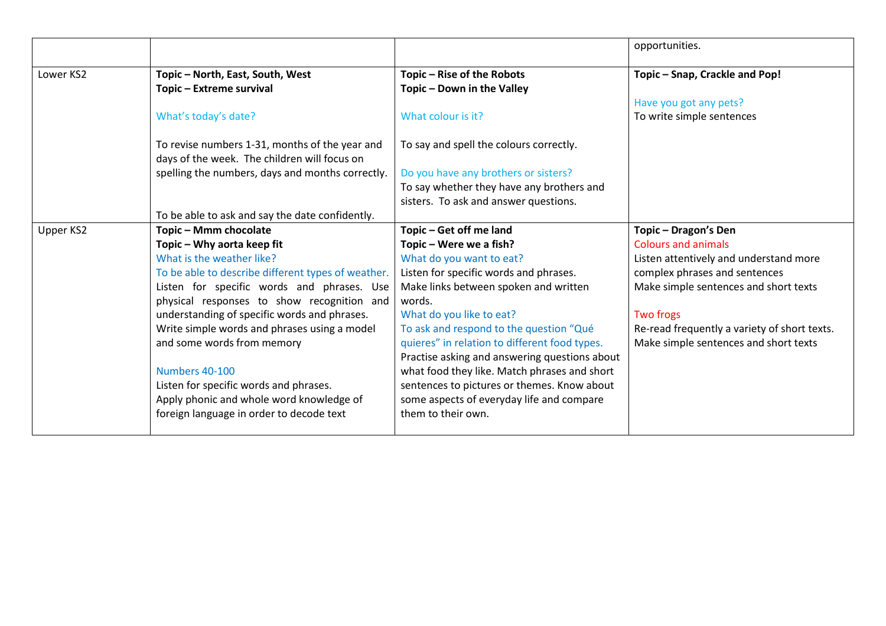| | | | |
|---|---|---|---|
| | | | opportunities. |
| Lower KS2 | **Topic – North, East, South, West**<br>**Topic – Extreme survival**<br><br>What's today's date?<br><br>To revise numbers 1-31, months of the year and days of the week. The children will focus on spelling the numbers, days and months correctly.<br><br>To be able to ask and say the date confidently. | **Topic – Rise of the Robots**<br>**Topic – Down in the Valley**<br><br>What colour is it?<br><br>To say and spell the colours correctly.<br><br>Do you have any brothers or sisters?<br>To say whether they have any brothers and sisters. To ask and answer questions. | **Topic – Snap, Crackle and Pop!**<br><br>Have you got any pets?<br>To write simple sentences |
| Upper KS2 | **Topic – Mmm chocolate**<br>**Topic – Why aorta keep fit**<br>What is the weather like?<br>To be able to describe different types of weather.<br>Listen for specific words and phrases. Use physical responses to show recognition and understanding of specific words and phrases.<br>Write simple words and phrases using a model and some words from memory<br><br>Numbers 40-100<br>Listen for specific words and phrases.<br>Apply phonic and whole word knowledge of foreign language in order to decode text | **Topic – Get off me land**<br>**Topic – Were we a fish?**<br>What do you want to eat?<br>Listen for specific words and phrases.<br>Make links between spoken and written words.<br>What do you like to eat?<br>To ask and respond to the question "Qué quieres" in relation to different food types.<br>Practise asking and answering questions about what food they like. Match phrases and short sentences to pictures or themes. Know about some aspects of everyday life and compare them to their own. | **Topic – Dragon's Den**<br>Colours and animals<br>Listen attentively and understand more complex phrases and sentences<br>Make simple sentences and short texts<br><br>Two frogs<br>Re-read frequently a variety of short texts.<br>Make simple sentences and short texts |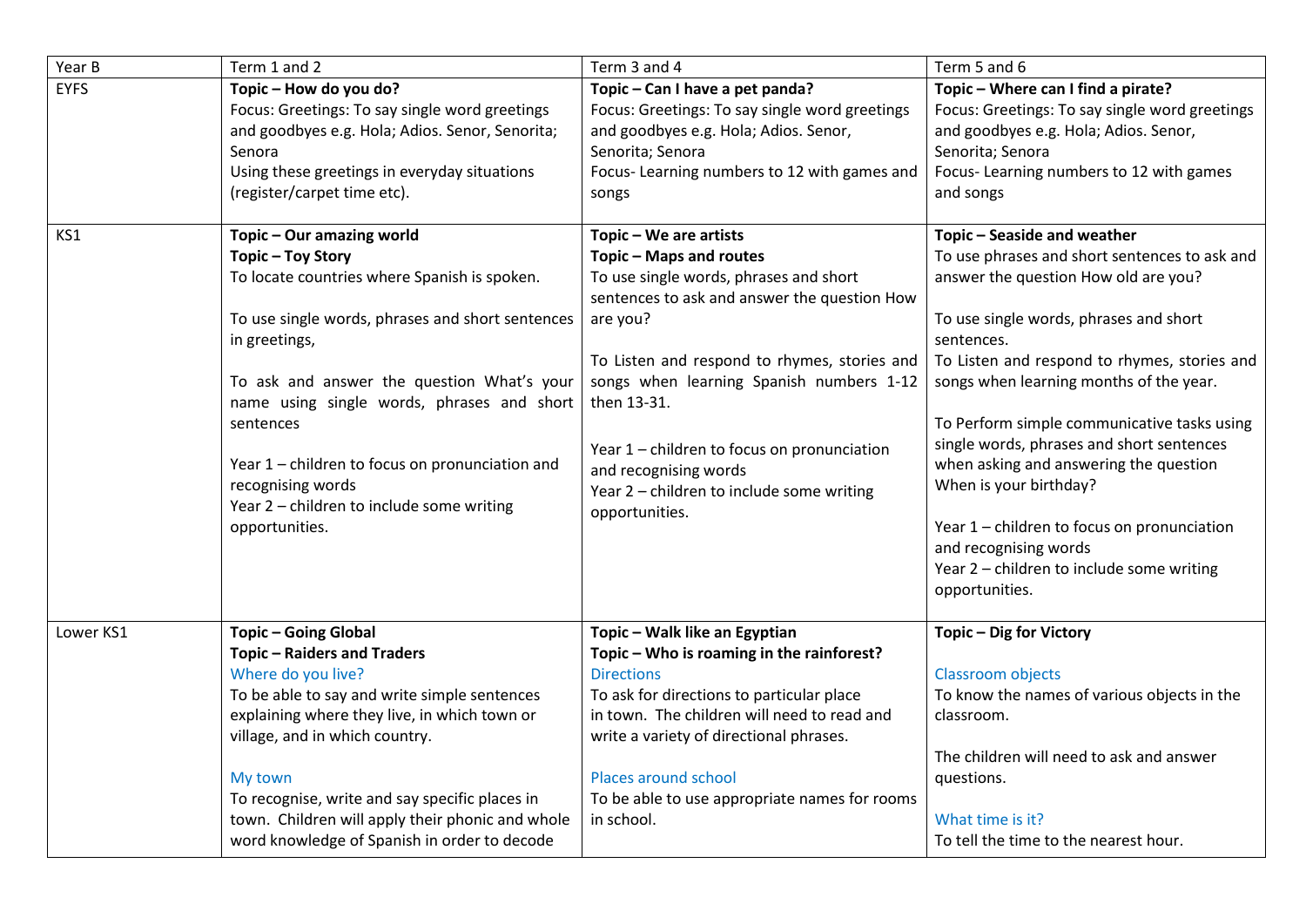| Year B | Term 1 and 2 | Term 3 and 4 | Term 5 and 6 |
|---|---|---|---|
| EYFS | **Topic – How do you do?**<br>Focus: Greetings: To say single word greetings and goodbyes e.g. Hola; Adios. Senor, Senorita; Senora<br>Using these greetings in everyday situations (register/carpet time etc). | **Topic – Can I have a pet panda?**<br>Focus: Greetings: To say single word greetings and goodbyes e.g. Hola; Adios. Senor, Senorita; Senora<br>Focus- Learning numbers to 12 with games and songs | **Topic – Where can I find a pirate?**<br>Focus: Greetings: To say single word greetings and goodbyes e.g. Hola; Adios. Senor, Senorita; Senora<br>Focus- Learning numbers to 12 with games and songs |
| KS1 | **Topic – Our amazing world**<br>**Topic – Toy Story**<br>To locate countries where Spanish is spoken.<br><br>To use single words, phrases and short sentences in greetings,<br><br>To ask and answer the question What's your name using single words, phrases and short sentences<br><br>Year 1 – children to focus on pronunciation and recognising words<br>Year 2 – children to include some writing opportunities. | **Topic – We are artists**<br>**Topic – Maps and routes**<br>To use single words, phrases and short sentences to ask and answer the question How are you?<br><br>To Listen and respond to rhymes, stories and songs when learning Spanish numbers 1-12 then 13-31.<br><br>Year 1 – children to focus on pronunciation and recognising words<br>Year 2 – children to include some writing opportunities. | **Topic – Seaside and weather**<br>To use phrases and short sentences to ask and answer the question How old are you?<br><br>To use single words, phrases and short sentences.<br>To Listen and respond to rhymes, stories and songs when learning months of the year.<br><br>To Perform simple communicative tasks using single words, phrases and short sentences when asking and answering the question When is your birthday?<br><br>Year 1 – children to focus on pronunciation and recognising words<br>Year 2 – children to include some writing opportunities. |
| Lower KS1 | **Topic – Going Global**<br>**Topic – Raiders and Traders**<br>Where do you live?<br>To be able to say and write simple sentences explaining where they live, in which town or village, and in which country.<br><br>My town<br>To recognise, write and say specific places in town. Children will apply their phonic and whole word knowledge of Spanish in order to decode | **Topic – Walk like an Egyptian**<br>**Topic – Who is roaming in the rainforest?**<br>Directions<br>To ask for directions to particular place in town. The children will need to read and write a variety of directional phrases.<br><br>Places around school<br>To be able to use appropriate names for rooms in school. | **Topic – Dig for Victory**<br><br>Classroom objects<br>To know the names of various objects in the classroom.<br><br>The children will need to ask and answer questions.<br><br>What time is it?<br>To tell the time to the nearest hour. |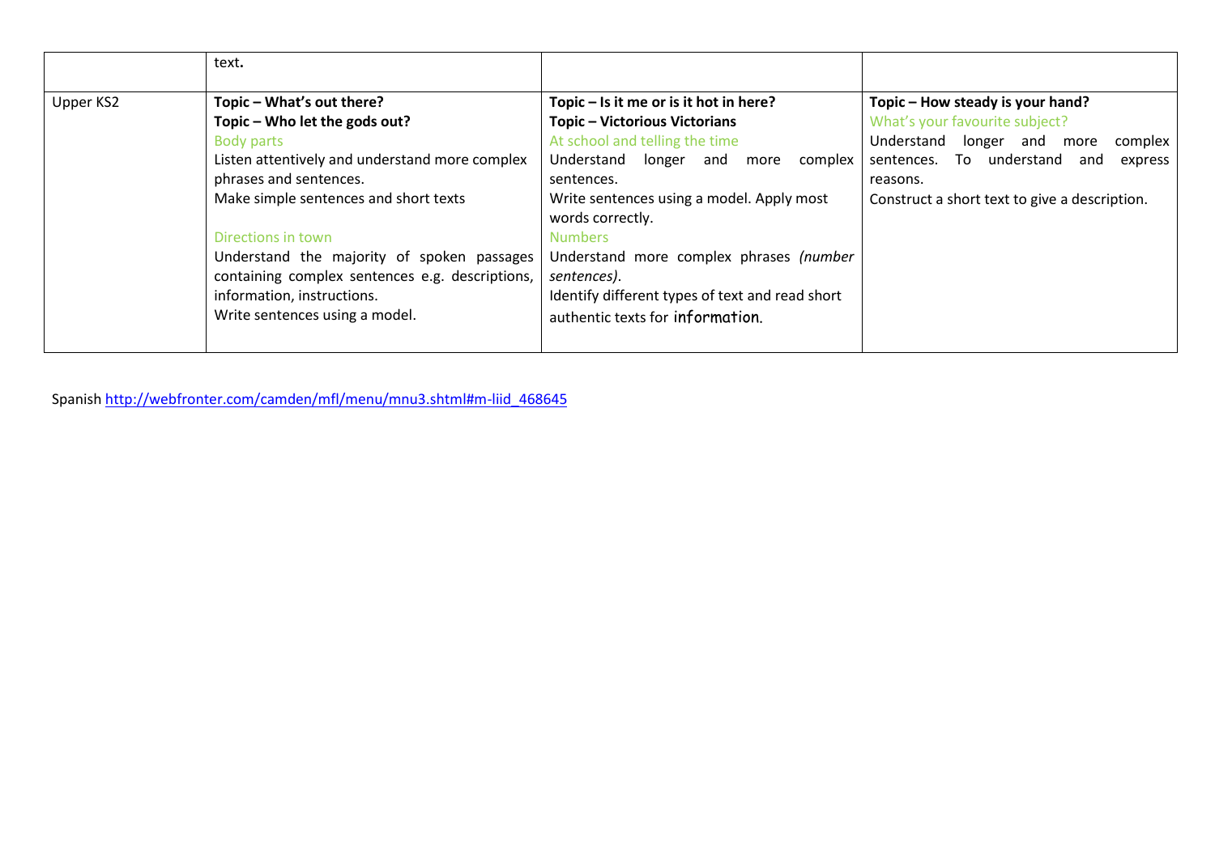| | | | |
|---|---|---|---|
| | text**.** | | |
| Upper KS2 | **Topic – What's out there?**<br>**Topic – Who let the gods out?**<br>Body parts<br>Listen attentively and understand more complex phrases and sentences.<br>Make simple sentences and short texts<br><br>Directions in town<br>Understand the majority of spoken passages containing complex sentences e.g. descriptions, information, instructions.<br>Write sentences using a model. | **Topic – Is it me or is it hot in here?**<br>**Topic – Victorious Victorians**<br>At school and telling the time<br>Understand longer and more complex sentences.<br>Write sentences using a model. Apply most words correctly.<br>Numbers<br>Understand more complex phrases *(number sentences)*.<br>Identify different types of text and read short authentic texts for information. | **Topic – How steady is your hand?**<br>What's your favourite subject?<br>Understand longer and more complex sentences. To understand and express reasons.<br>Construct a short text to give a description. |

Spanish http://webfronter.com/camden/mfl/menu/mnu3.shtml#m-liid_468645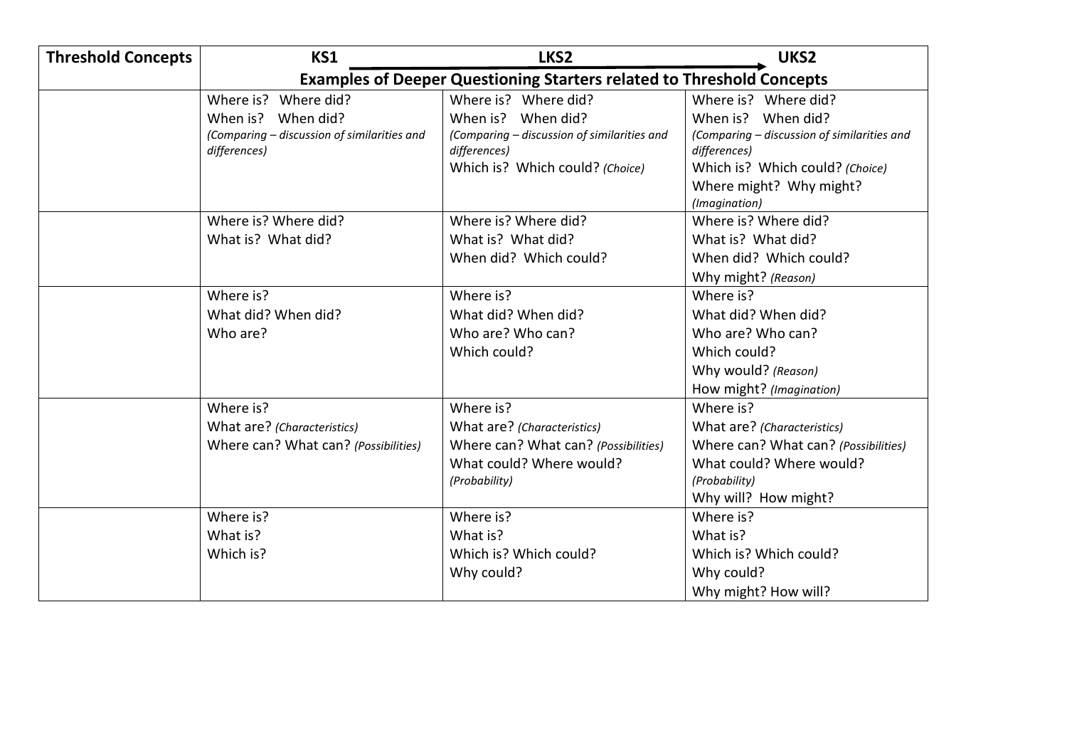| Threshold Concepts | KS1 | LKS2 | UKS2 |
|---|---|---|---|
| | Examples of Deeper Questioning Starters related to Threshold Concepts | | |
| | Where is? Where did?<br>When is? When did?<br>*(Comparing – discussion of similarities and differences)* | Where is? Where did?<br>When is? When did?<br>*(Comparing – discussion of similarities and differences)*<br>Which is? Which could? *(Choice)* | Where is? Where did?<br>When is? When did?<br>*(Comparing – discussion of similarities and differences)*<br>Which is? Which could? *(Choice)*<br>Where might? Why might? *(Imagination)* |
| | Where is? Where did?<br>What is? What did? | Where is? Where did?<br>What is? What did?<br>When did? Which could? | Where is? Where did?<br>What is? What did?<br>When did? Which could?<br>Why might? *(Reason)* |
| | Where is?<br>What did? When did?<br>Who are? | Where is?<br>What did? When did?<br>Who are? Who can?<br>Which could? | Where is?<br>What did? When did?<br>Who are? Who can?<br>Which could?<br>Why would? *(Reason)*<br>How might? *(Imagination)* |
| | Where is?<br>What are? *(Characteristics)*<br>Where can? What can? *(Possibilities)* | Where is?<br>What are? *(Characteristics)*<br>Where can? What can? *(Possibilities)*<br>What could? Where would? *(Probability)* | Where is?<br>What are? *(Characteristics)*<br>Where can? What can? *(Possibilities)*<br>What could? Where would? *(Probability)*<br>Why will? How might? |
| | Where is?<br>What is?<br>Which is? | Where is?<br>What is?<br>Which is? Which could?<br>Why could? | Where is?<br>What is?<br>Which is? Which could?<br>Why could?<br>Why might? How will? |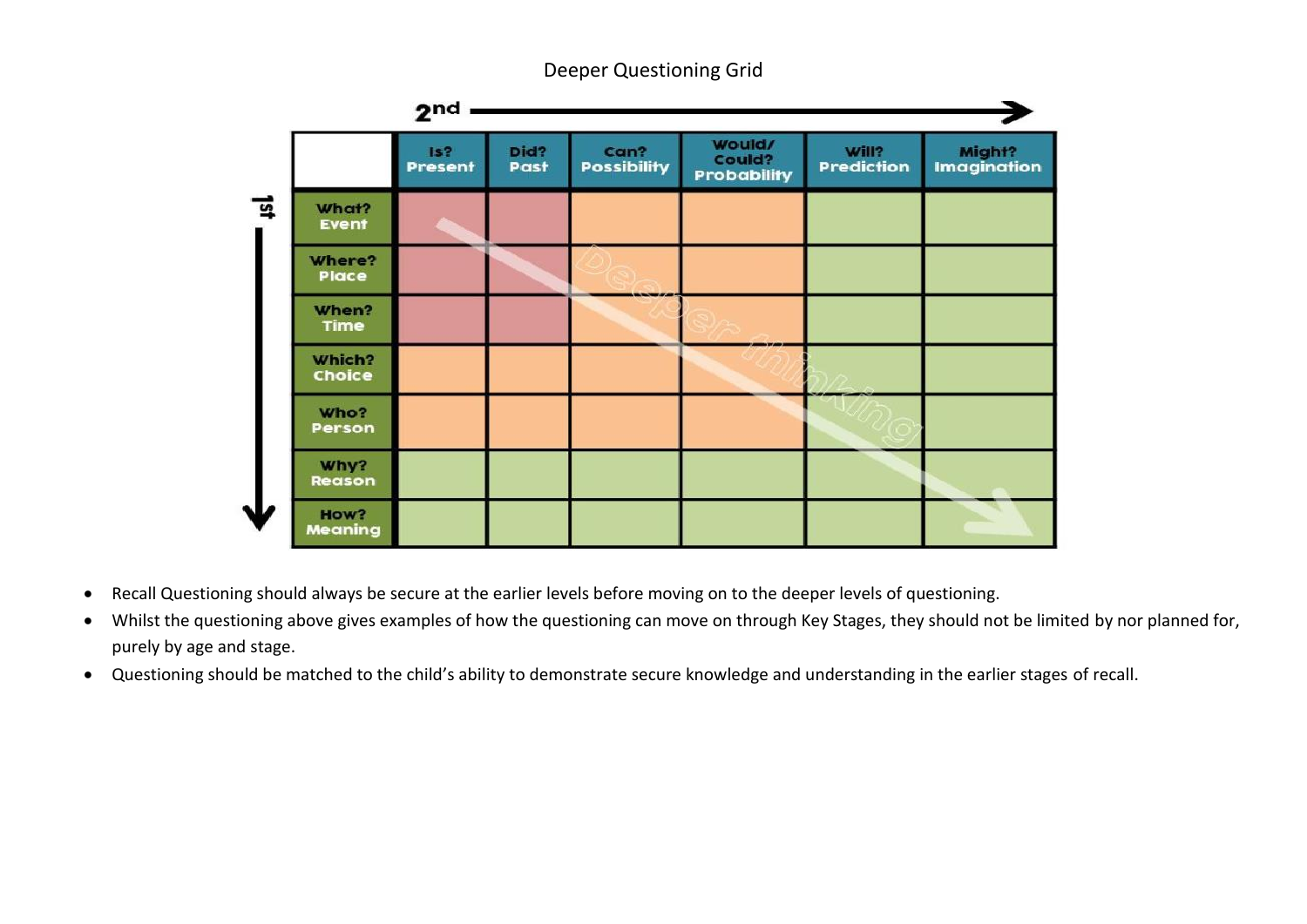Deeper Questioning Grid

2nd →

1st ↓

| | Is? Present | Did? Past | Can? Possibility | Would/ Could? Probability | Will? Prediction | Might? Imagination |
|---|---|---|---|---|---|---|
| What? Event | | | | | | |
| Where? Place | | | | | | |
| When? Time | | | | | | |
| Which? Choice | | | | | | |
| Who? Person | | | | | | |
| Why? Reason | | | | | | |
| How? Meaning | | | | | | |

Deeper thinking

- Recall Questioning should always be secure at the earlier levels before moving on to the deeper levels of questioning.
- Whilst the questioning above gives examples of how the questioning can move on through Key Stages, they should not be limited by nor planned for, purely by age and stage.
- Questioning should be matched to the child's ability to demonstrate secure knowledge and understanding in the earlier stages of recall.